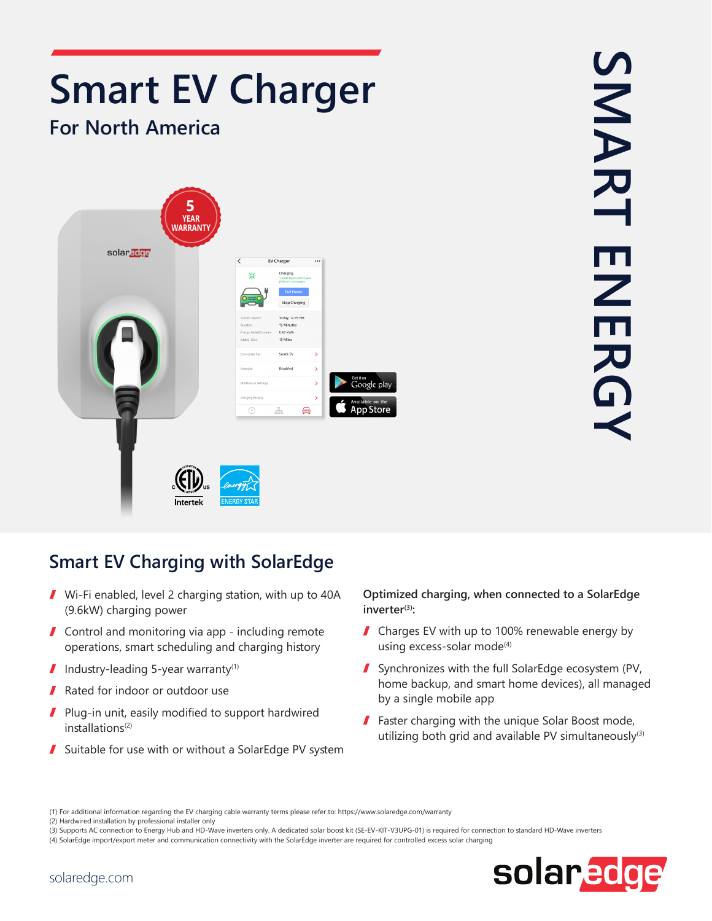# Smart EV Charger

## For North America

SMART ENERGY

## Smart EV Charging with SolarEdge

- Wi-Fi enabled, level 2 charging station, with up to 40A (9.6kW) charging power
- Control and monitoring via app - including remote operations, smart scheduling and charging history
- Industry-leading 5-year warranty[1]
- Rated for indoor or outdoor use
- Plug-in unit, easily modified to support hardwired installations[2]
- Suitable for use with or without a SolarEdge PV system

**Optimized charging, when connected to a SolarEdge inverter[3]:**

- Charges EV with up to 100% renewable energy by using excess-solar mode[4]
- Synchronizes with the full SolarEdge ecosystem (PV, home backup, and smart home devices), all managed by a single mobile app
- Faster charging with the unique Solar Boost mode, utilizing both grid and available PV simultaneously[3]

(1) For additional information regarding the EV charging cable warranty terms please refer to: https://www.solaredge.com/warranty
(2) Hardwired installation by professional installer only
(3) Supports AC connection to Energy Hub and HD-Wave inverters only. A dedicated solar boost kit (SE-EV-KIT-V3UPG-01) is required for connection to standard HD-Wave inverters
(4) SolarEdge import/export meter and communication connectivity with the SolarEdge inverter are required for controlled excess solar charging

solaredge.com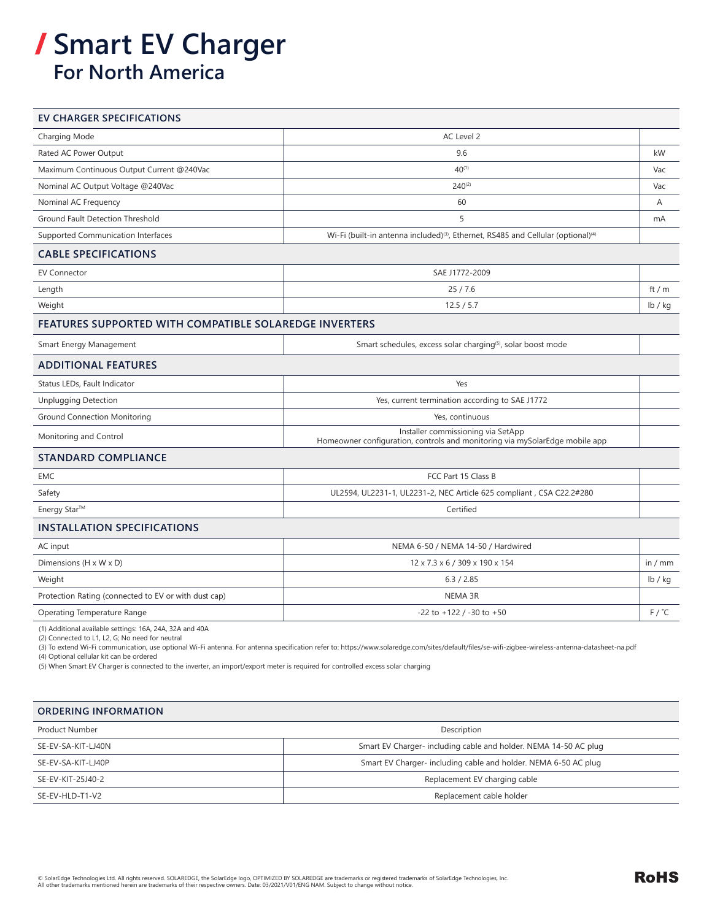# / Smart EV Charger
## For North America

| EV CHARGER SPECIFICATIONS | | |
|---|---|---|
| Charging Mode | AC Level 2 | |
| Rated AC Power Output | 9.6 | kW |
| Maximum Continuous Output Current @240Vac | 40[(1)] | Vac |
| Nominal AC Output Voltage @240Vac | 240[(2)] | Vac |
| Nominal AC Frequency | 60 | A |
| Ground Fault Detection Threshold | 5 | mA |
| Supported Communication Interfaces | Wi-Fi (built-in antenna included)[(3)], Ethernet, RS485 and Cellular (optional)[(4)] | |
| **CABLE SPECIFICATIONS** | | |
| EV Connector | SAE J1772-2009 | |
| Length | 25 / 7.6 | ft / m |
| Weight | 12.5 / 5.7 | lb / kg |
| **FEATURES SUPPORTED WITH COMPATIBLE SOLAREDGE INVERTERS** | | |
| Smart Energy Management | Smart schedules, excess solar charging[(5)], solar boost mode | |
| **ADDITIONAL FEATURES** | | |
| Status LEDs, Fault Indicator | Yes | |
| Unplugging Detection | Yes, current termination according to SAE J1772 | |
| Ground Connection Monitoring | Yes, continuous | |
| Monitoring and Control | Installer commissioning via SetApp<br>Homeowner configuration, controls and monitoring via mySolarEdge mobile app | |
| **STANDARD COMPLIANCE** | | |
| EMC | FCC Part 15 Class B | |
| Safety | UL2594, UL2231-1, UL2231-2, NEC Article 625 compliant , CSA C22.2#280 | |
| Energy Star™ | Certified | |
| **INSTALLATION SPECIFICATIONS** | | |
| AC input | NEMA 6-50 / NEMA 14-50 / Hardwired | |
| Dimensions (H x W x D) | 12 x 7.3 x 6 / 309 x 190 x 154 | in / mm |
| Weight | 6.3 / 2.85 | lb / kg |
| Protection Rating (connected to EV or with dust cap) | NEMA 3R | |
| Operating Temperature Range | -22 to +122 / -30 to +50 | F / ˚C |

(1) Additional available settings: 16A, 24A, 32A and 40A
(2) Connected to L1, L2, G; No need for neutral
(3) To extend Wi-Fi communication, use optional Wi-Fi antenna. For antenna specification refer to: https://www.solaredge.com/sites/default/files/se-wifi-zigbee-wireless-antenna-datasheet-na.pdf
(4) Optional cellular kit can be ordered
(5) When Smart EV Charger is connected to the inverter, an import/export meter is required for controlled excess solar charging

| ORDERING INFORMATION | |
|---|---|
| Product Number | Description |
| SE-EV-SA-KIT-LJ40N | Smart EV Charger- including cable and holder. NEMA 14-50 AC plug |
| SE-EV-SA-KIT-LJ40P | Smart EV Charger- including cable and holder. NEMA 6-50 AC plug |
| SE-EV-KIT-25J40-2 | Replacement EV charging cable |
| SE-EV-HLD-T1-V2 | Replacement cable holder |

© SolarEdge Technologies Ltd. All rights reserved. SOLAREDGE, the SolarEdge logo, OPTIMIZED BY SOLAREDGE are trademarks or registered trademarks of SolarEdge Technologies, Inc. All other trademarks mentioned herein are trademarks of their respective owners. Date: 03/2021/V01/ENG NAM. Subject to change without notice.

RoHS